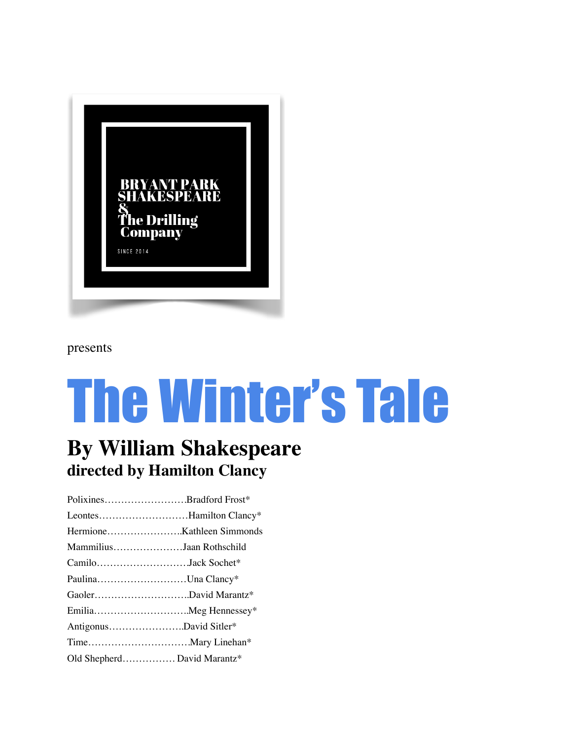BRYANT PARK SHAKESPEARE & The Drilling Company

SINCE 2014

presents

# The Winter's Tale

## By William Shakespeare
### directed by Hamilton Clancy

Polixines……………………Bradford Frost*
Leontes………………………Hamilton Clancy*
Hermione…………………..Kathleen Simmonds
Mammilius…………………Jaan Rothschild
Camilo………………………Jack Sochet*
Paulina………………………Una Clancy*
Gaoler……………………….David Marantz*
Emilia……………………….Meg Hennessey*
Antigonus…………………..David Sitler*
Time…………………………Mary Linehan*
Old Shepherd……………. David Marantz*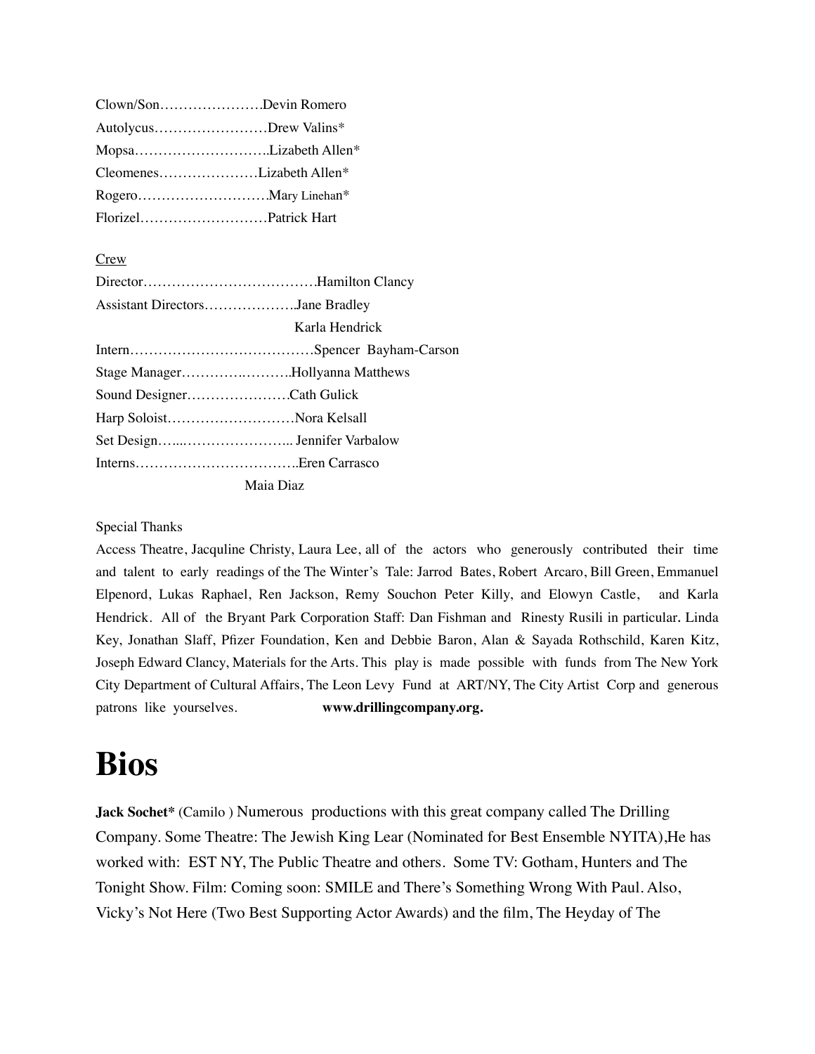Clown/Son………………….Devin Romero
Autolycus……………………Drew Valins*
Mopsa……………………….Lizabeth Allen*
Cleomenes…………………Lizabeth Allen*
Rogero………………………Mary Linehan*
Florizel………………………Patrick Hart

Crew

Director………………………………Hamilton Clancy
Assistant Directors……………….Jane Bradley
Karla Hendrick
Intern…………………………………Spencer Bayham-Carson
Stage Manager…………………….Hollyanna Matthews
Sound Designer………………….Cath Gulick
Harp Soloist………………………Nora Kelsall
Set Design………………………... Jennifer Varbalow
Interns…………………………….Eren Carrasco
Maia Diaz

Special Thanks

Access Theatre, Jacquline Christy, Laura Lee, all of the actors who generously contributed their time and talent to early readings of the The Winter's Tale: Jarrod Bates, Robert Arcaro, Bill Green, Emmanuel Elpenord, Lukas Raphael, Ren Jackson, Remy Souchon Peter Killy, and Elowyn Castle, and Karla Hendrick. All of the Bryant Park Corporation Staff: Dan Fishman and Rinesty Rusili in particular. Linda Key, Jonathan Slaff, Pfizer Foundation, Ken and Debbie Baron, Alan & Sayada Rothschild, Karen Kitz, Joseph Edward Clancy, Materials for the Arts. This play is made possible with funds from The New York City Department of Cultural Affairs, The Leon Levy Fund at ART/NY, The City Artist Corp and generous patrons like yourselves. **www.drillingcompany.org.**

# Bios

**Jack Sochet*** (Camilo ) Numerous productions with this great company called The Drilling Company. Some Theatre: The Jewish King Lear (Nominated for Best Ensemble NYITA),He has worked with: EST NY, The Public Theatre and others. Some TV: Gotham, Hunters and The Tonight Show. Film: Coming soon: SMILE and There's Something Wrong With Paul. Also, Vicky's Not Here (Two Best Supporting Actor Awards) and the film, The Heyday of The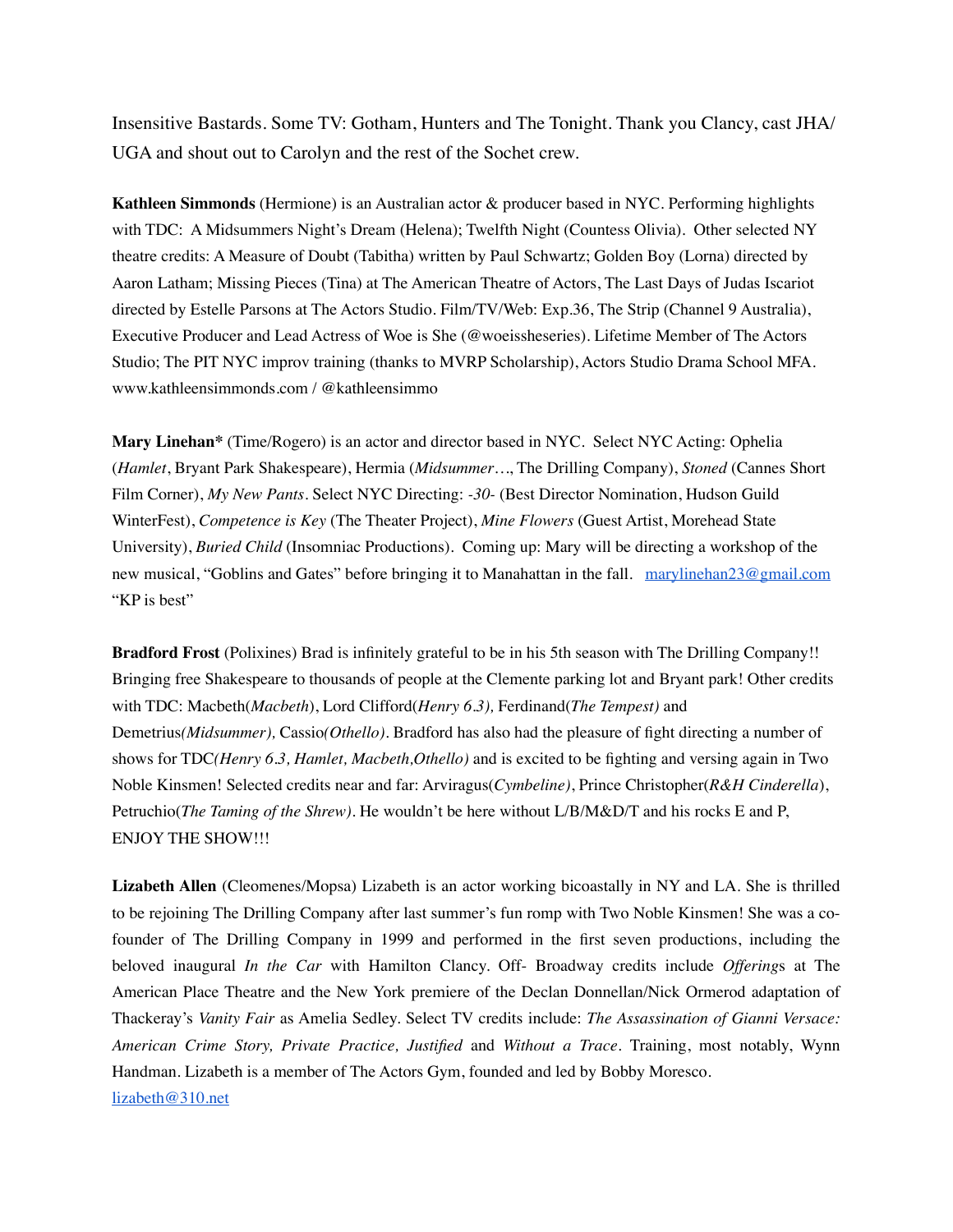Insensitive Bastards. Some TV: Gotham, Hunters and The Tonight. Thank you Clancy, cast JHA/ UGA and shout out to Carolyn and the rest of the Sochet crew.

**Kathleen Simmonds** (Hermione) is an Australian actor & producer based in NYC. Performing highlights with TDC: A Midsummers Night's Dream (Helena); Twelfth Night (Countess Olivia). Other selected NY theatre credits: A Measure of Doubt (Tabitha) written by Paul Schwartz; Golden Boy (Lorna) directed by Aaron Latham; Missing Pieces (Tina) at The American Theatre of Actors, The Last Days of Judas Iscariot directed by Estelle Parsons at The Actors Studio. Film/TV/Web: Exp.36, The Strip (Channel 9 Australia), Executive Producer and Lead Actress of Woe is She (@woeissheseries). Lifetime Member of The Actors Studio; The PIT NYC improv training (thanks to MVRP Scholarship), Actors Studio Drama School MFA. www.kathleensimmonds.com / @kathleensimmo

**Mary Linehan*** (Time/Rogero) is an actor and director based in NYC. Select NYC Acting: Ophelia (*Hamlet*, Bryant Park Shakespeare), Hermia (*Midsummer…*, The Drilling Company), *Stoned* (Cannes Short Film Corner), *My New Pants*. Select NYC Directing: *-30-* (Best Director Nomination, Hudson Guild WinterFest), *Competence is Key* (The Theater Project), *Mine Flowers* (Guest Artist, Morehead State University), *Buried Child* (Insomniac Productions). Coming up: Mary will be directing a workshop of the new musical, "Goblins and Gates" before bringing it to Manahattan in the fall. marylinehan23@gmail.com "KP is best"

**Bradford Frost** (Polixines) Brad is infinitely grateful to be in his 5th season with The Drilling Company!! Bringing free Shakespeare to thousands of people at the Clemente parking lot and Bryant park! Other credits with TDC: Macbeth(*Macbeth*), Lord Clifford(*Henry 6.3),* Ferdinand(*The Tempest)* and Demetrius*(Midsummer),* Cassio*(Othello)*. Bradford has also had the pleasure of fight directing a number of shows for TDC*(Henry 6.3, Hamlet, Macbeth,Othello)* and is excited to be fighting and versing again in Two Noble Kinsmen! Selected credits near and far: Arviragus(*Cymbeline)*, Prince Christopher(*R&H Cinderella*), Petruchio(*The Taming of the Shrew)*. He wouldn't be here without L/B/M&D/T and his rocks E and P, ENJOY THE SHOW!!!

**Lizabeth Allen** (Cleomenes/Mopsa) Lizabeth is an actor working bicoastally in NY and LA. She is thrilled to be rejoining The Drilling Company after last summer's fun romp with Two Noble Kinsmen! She was a co-founder of The Drilling Company in 1999 and performed in the first seven productions, including the beloved inaugural *In the Car* with Hamilton Clancy. Off- Broadway credits include *Offering*s at The American Place Theatre and the New York premiere of the Declan Donnellan/Nick Ormerod adaptation of Thackeray's *Vanity Fair* as Amelia Sedley. Select TV credits include: *The Assassination of Gianni Versace: American Crime Story, Private Practice, Justified* and *Without a Trace*. Training, most notably, Wynn Handman. Lizabeth is a member of The Actors Gym, founded and led by Bobby Moresco.
lizabeth@310.net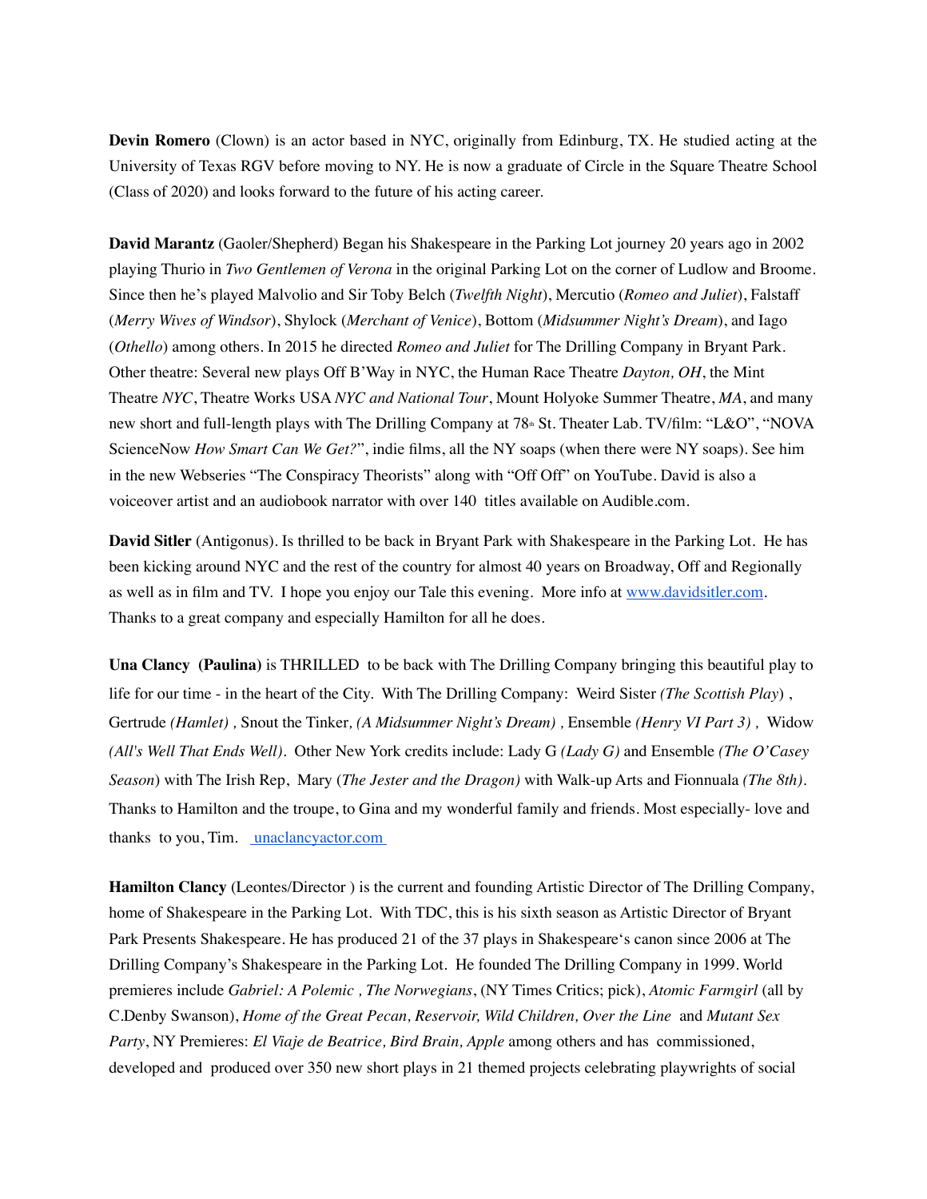**Devin Romero** (Clown) is an actor based in NYC, originally from Edinburg, TX. He studied acting at the University of Texas RGV before moving to NY. He is now a graduate of Circle in the Square Theatre School (Class of 2020) and looks forward to the future of his acting career.

**David Marantz** (Gaoler/Shepherd) Began his Shakespeare in the Parking Lot journey 20 years ago in 2002 playing Thurio in *Two Gentlemen of Verona* in the original Parking Lot on the corner of Ludlow and Broome. Since then he's played Malvolio and Sir Toby Belch (*Twelfth Night*), Mercutio (*Romeo and Juliet*), Falstaff (*Merry Wives of Windsor*), Shylock (*Merchant of Venice*), Bottom (*Midsummer Night's Dream*), and Iago (*Othello*) among others. In 2015 he directed *Romeo and Juliet* for The Drilling Company in Bryant Park. Other theatre: Several new plays Off B'Way in NYC, the Human Race Theatre *Dayton, OH*, the Mint Theatre *NYC*, Theatre Works USA *NYC and National Tour*, Mount Holyoke Summer Theatre, *MA*, and many new short and full-length plays with The Drilling Company at 78th St. Theater Lab. TV/film: "L&O", "NOVA ScienceNow *How Smart Can We Get?*", indie films, all the NY soaps (when there were NY soaps). See him in the new Webseries "The Conspiracy Theorists" along with "Off Off" on YouTube. David is also a voiceover artist and an audiobook narrator with over 140 titles available on Audible.com.

**David Sitler** (Antigonus). Is thrilled to be back in Bryant Park with Shakespeare in the Parking Lot. He has been kicking around NYC and the rest of the country for almost 40 years on Broadway, Off and Regionally as well as in film and TV. I hope you enjoy our Tale this evening. More info at [www.davidsitler.com](http://www.davidsitler.com). Thanks to a great company and especially Hamilton for all he does.

**Una Clancy (Paulina)** is THRILLED to be back with The Drilling Company bringing this beautiful play to life for our time - in the heart of the City. With The Drilling Company: Weird Sister *(The Scottish Play)* , Gertrude *(Hamlet)* , Snout the Tinker, *(A Midsummer Night's Dream)* , Ensemble *(Henry VI Part 3)* , Widow *(All's Well That Ends Well)*. Other New York credits include: Lady G *(Lady G)* and Ensemble *(The O'Casey Season)* with The Irish Rep, Mary (*The Jester and the Dragon)* with Walk-up Arts and Fionnuala *(The 8th)*. Thanks to Hamilton and the troupe, to Gina and my wonderful family and friends. Most especially- love and thanks to you, Tim. [unaclancyactor.com](http://unaclancyactor.com)

**Hamilton Clancy** (Leontes/Director ) is the current and founding Artistic Director of The Drilling Company, home of Shakespeare in the Parking Lot. With TDC, this is his sixth season as Artistic Director of Bryant Park Presents Shakespeare. He has produced 21 of the 37 plays in Shakespeare's canon since 2006 at The Drilling Company's Shakespeare in the Parking Lot. He founded The Drilling Company in 1999. World premieres include *Gabriel: A Polemic , The Norwegians*, (NY Times Critics; pick), *Atomic Farmgirl* (all by C.Denby Swanson), *Home of the Great Pecan, Reservoir, Wild Children, Over the Line* and *Mutant Sex Party*, NY Premieres: *El Viaje de Beatrice, Bird Brain, Apple* among others and has commissioned, developed and produced over 350 new short plays in 21 themed projects celebrating playwrights of social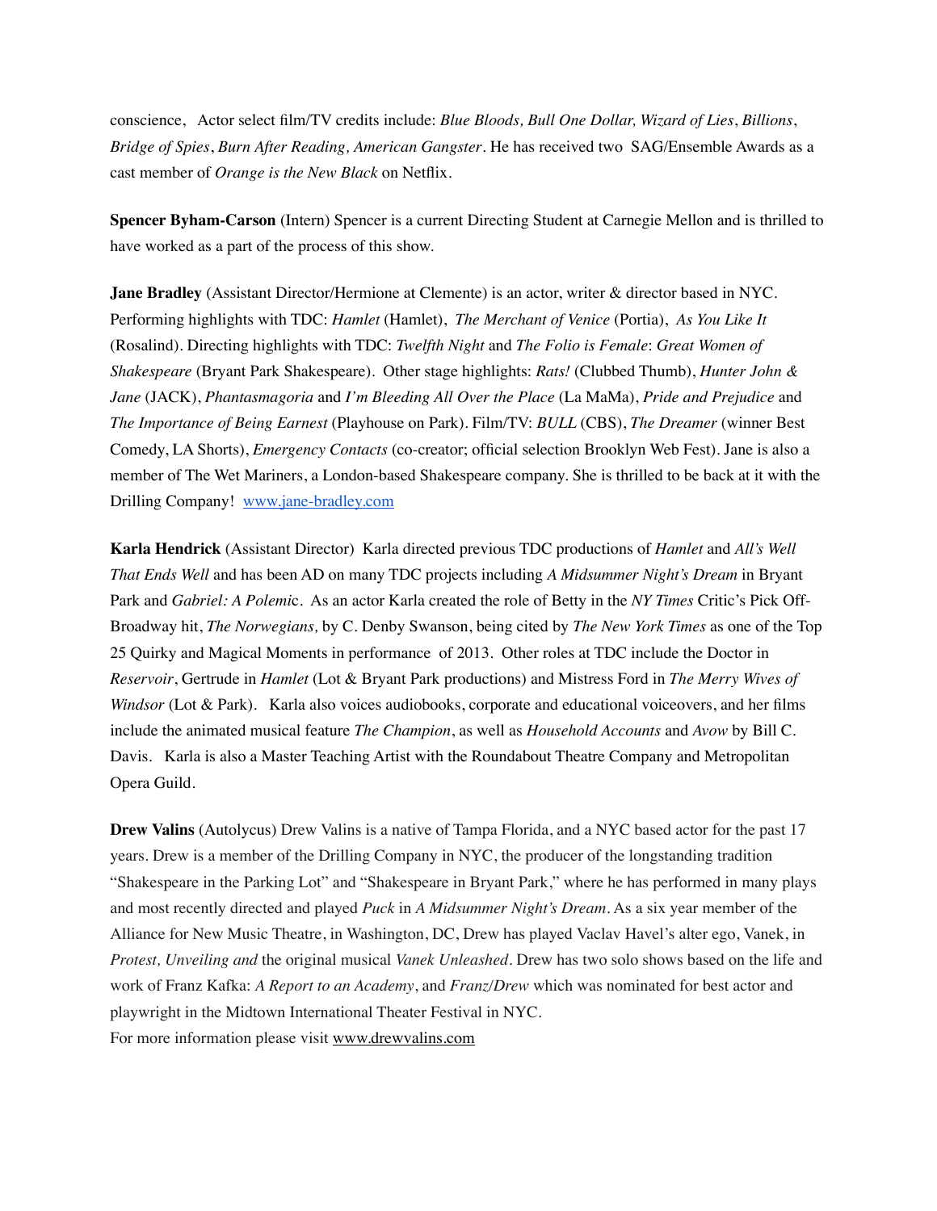conscience, Actor select film/TV credits include: *Blue Bloods, Bull One Dollar, Wizard of Lies*, *Billions*, *Bridge of Spies*, *Burn After Reading, American Gangster*. He has received two SAG/Ensemble Awards as a cast member of *Orange is the New Black* on Netflix.

**Spencer Byham-Carson** (Intern) Spencer is a current Directing Student at Carnegie Mellon and is thrilled to have worked as a part of the process of this show.

**Jane Bradley** (Assistant Director/Hermione at Clemente) is an actor, writer & director based in NYC. Performing highlights with TDC: *Hamlet* (Hamlet), *The Merchant of Venice* (Portia), *As You Like It* (Rosalind). Directing highlights with TDC: *Twelfth Night* and *The Folio is Female*: *Great Women of Shakespeare* (Bryant Park Shakespeare). Other stage highlights: *Rats!* (Clubbed Thumb), *Hunter John & Jane* (JACK), *Phantasmagoria* and *I'm Bleeding All Over the Place* (La MaMa), *Pride and Prejudice* and *The Importance of Being Earnest* (Playhouse on Park). Film/TV: *BULL* (CBS), *The Dreamer* (winner Best Comedy, LA Shorts), *Emergency Contacts* (co-creator; official selection Brooklyn Web Fest). Jane is also a member of The Wet Mariners, a London-based Shakespeare company. She is thrilled to be back at it with the Drilling Company! www.jane-bradley.com

**Karla Hendrick** (Assistant Director) Karla directed previous TDC productions of *Hamlet* and *All's Well That Ends Well* and has been AD on many TDC projects including *A Midsummer Night's Dream* in Bryant Park and *Gabriel: A Polemic*. As an actor Karla created the role of Betty in the *NY Times* Critic's Pick Off-Broadway hit, *The Norwegians,* by C. Denby Swanson, being cited by *The New York Times* as one of the Top 25 Quirky and Magical Moments in performance of 2013. Other roles at TDC include the Doctor in *Reservoir*, Gertrude in *Hamlet* (Lot & Bryant Park productions) and Mistress Ford in *The Merry Wives of Windsor* (Lot & Park). Karla also voices audiobooks, corporate and educational voiceovers, and her films include the animated musical feature *The Champion*, as well as *Household Accounts* and *Avow* by Bill C. Davis. Karla is also a Master Teaching Artist with the Roundabout Theatre Company and Metropolitan Opera Guild.

**Drew Valins** (Autolycus) Drew Valins is a native of Tampa Florida, and a NYC based actor for the past 17 years. Drew is a member of the Drilling Company in NYC, the producer of the longstanding tradition "Shakespeare in the Parking Lot" and "Shakespeare in Bryant Park," where he has performed in many plays and most recently directed and played *Puck* in *A Midsummer Night's Dream*. As a six year member of the Alliance for New Music Theatre, in Washington, DC, Drew has played Vaclav Havel's alter ego, Vanek, in *Protest, Unveiling and* the original musical *Vanek Unleashed*. Drew has two solo shows based on the life and work of Franz Kafka: *A Report to an Academy*, and *Franz/Drew* which was nominated for best actor and playwright in the Midtown International Theater Festival in NYC.
For more information please visit www.drewvalins.com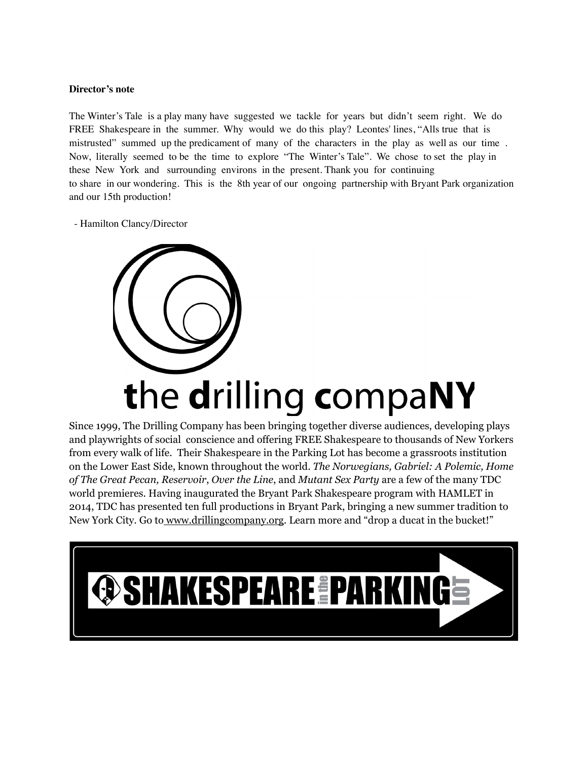**Director's note**

The Winter's Tale is a play many have suggested we tackle for years but didn't seem right. We do FREE Shakespeare in the summer. Why would we do this play? Leontes' lines, "Alls true that is mistrusted" summed up the predicament of many of the characters in the play as well as our time . Now, literally seemed to be the time to explore "The Winter's Tale". We chose to set the play in these New York and surrounding environs in the present. Thank you for continuing to share in our wondering. This is the 8th year of our ongoing partnership with Bryant Park organization and our 15th production!

- Hamilton Clancy/Director

**t**he **d**rilling **c**ompa**NY**

Since 1999, The Drilling Company has been bringing together diverse audiences, developing plays and playwrights of social conscience and offering FREE Shakespeare to thousands of New Yorkers from every walk of life. Their Shakespeare in the Parking Lot has become a grassroots institution on the Lower East Side, known throughout the world. *The Norwegians, Gabriel: A Polemic, Home of The Great Pecan, Reservoir*, *Over the Line*, and *Mutant Sex Party* are a few of the many TDC world premieres. Having inaugurated the Bryant Park Shakespeare program with HAMLET in 2014, TDC has presented ten full productions in Bryant Park, bringing a new summer tradition to New York City. Go to www.drillingcompany.org. Learn more and "drop a ducat in the bucket!"

SHAKESPEARE in the PARKING LOT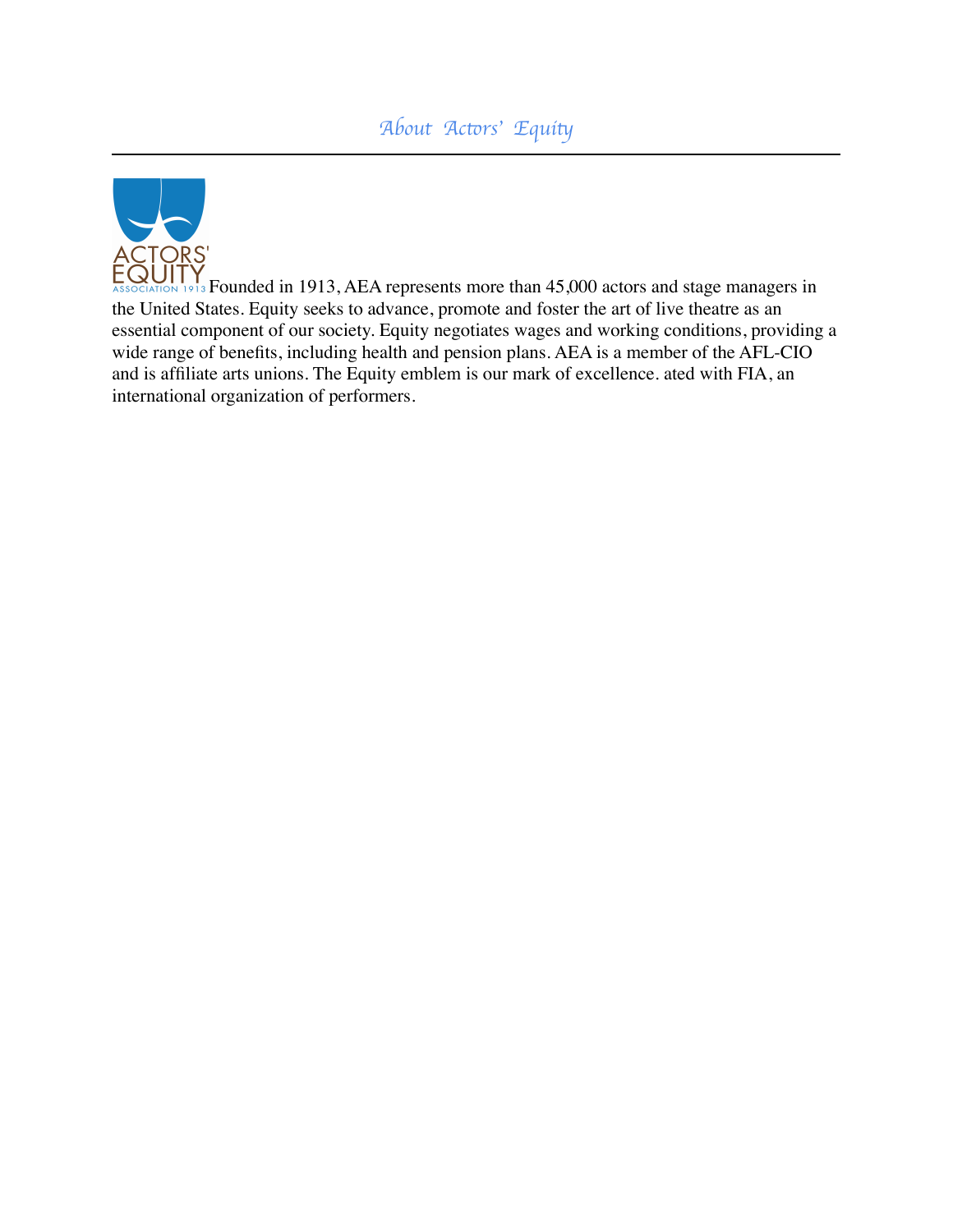## About Actors' Equity

ACTORS' EQUITY ASSOCIATION 1913 Founded in 1913, AEA represents more than 45,000 actors and stage managers in the United States. Equity seeks to advance, promote and foster the art of live theatre as an essential component of our society. Equity negotiates wages and working conditions, providing a wide range of benefits, including health and pension plans. AEA is a member of the AFL-CIO and is affiliate arts unions. The Equity emblem is our mark of excellence. ated with FIA, an international organization of performers.